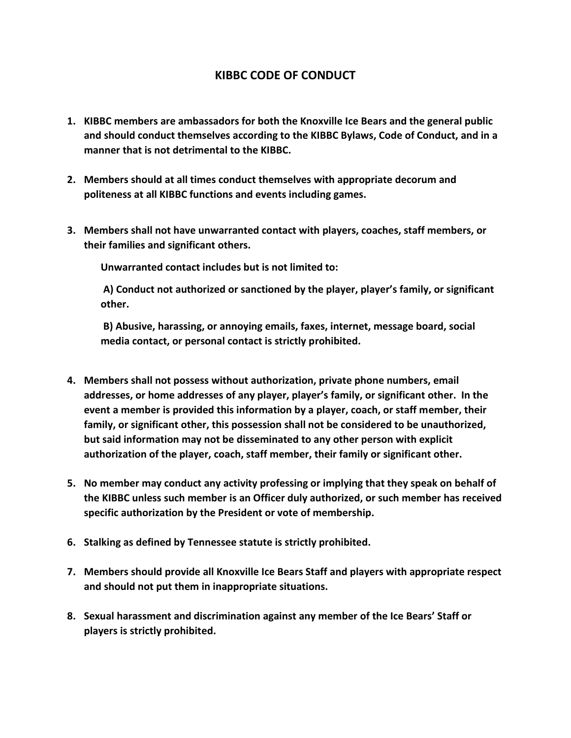# KIBBC CODE OF CONDUCT

1. **KIBBC members are ambassadors for both the Knoxville Ice Bears and the general public and should conduct themselves according to the KIBBC Bylaws, Code of Conduct, and in a manner that is not detrimental to the KIBBC.**

2. **Members should at all times conduct themselves with appropriate decorum and politeness at all KIBBC functions and events including games.**

3. **Members shall not have unwarranted contact with players, coaches, staff members, or their families and significant others.**

   **Unwarranted contact includes but is not limited to:**

   **A) Conduct not authorized or sanctioned by the player, player's family, or significant other.**

   **B) Abusive, harassing, or annoying emails, faxes, internet, message board, social media contact, or personal contact is strictly prohibited.**

4. **Members shall not possess without authorization, private phone numbers, email addresses, or home addresses of any player, player's family, or significant other. In the event a member is provided this information by a player, coach, or staff member, their family, or significant other, this possession shall not be considered to be unauthorized, but said information may not be disseminated to any other person with explicit authorization of the player, coach, staff member, their family or significant other.**

5. **No member may conduct any activity professing or implying that they speak on behalf of the KIBBC unless such member is an Officer duly authorized, or such member has received specific authorization by the President or vote of membership.**

6. **Stalking as defined by Tennessee statute is strictly prohibited.**

7. **Members should provide all Knoxville Ice Bears Staff and players with appropriate respect and should not put them in inappropriate situations.**

8. **Sexual harassment and discrimination against any member of the Ice Bears' Staff or players is strictly prohibited.**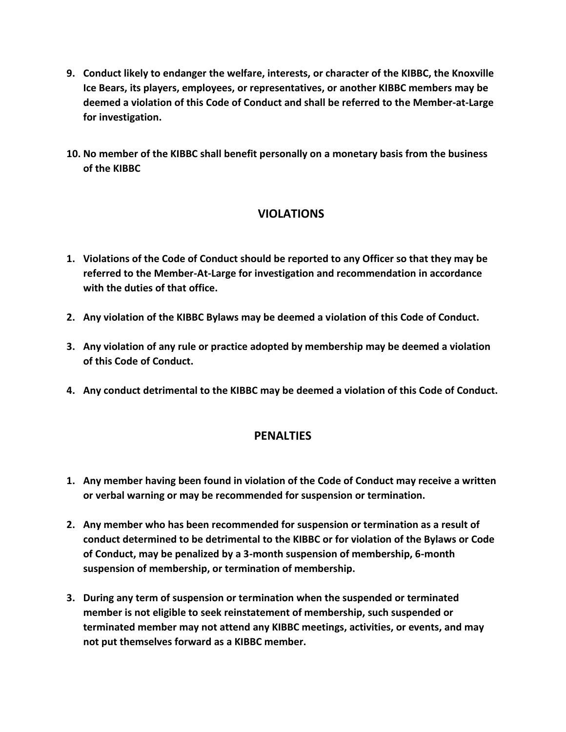9. **Conduct likely to endanger the welfare, interests, or character of the KIBBC, the Knoxville Ice Bears, its players, employees, or representatives, or another KIBBC members may be deemed a violation of this Code of Conduct and shall be referred to the Member-at-Large for investigation.**

10. **No member of the KIBBC shall benefit personally on a monetary basis from the business of the KIBBC**

## VIOLATIONS

1. **Violations of the Code of Conduct should be reported to any Officer so that they may be referred to the Member-At-Large for investigation and recommendation in accordance with the duties of that office.**

2. **Any violation of the KIBBC Bylaws may be deemed a violation of this Code of Conduct.**

3. **Any violation of any rule or practice adopted by membership may be deemed a violation of this Code of Conduct.**

4. **Any conduct detrimental to the KIBBC may be deemed a violation of this Code of Conduct.**

## PENALTIES

1. **Any member having been found in violation of the Code of Conduct may receive a written or verbal warning or may be recommended for suspension or termination.**

2. **Any member who has been recommended for suspension or termination as a result of conduct determined to be detrimental to the KIBBC or for violation of the Bylaws or Code of Conduct, may be penalized by a 3-month suspension of membership, 6-month suspension of membership, or termination of membership.**

3. **During any term of suspension or termination when the suspended or terminated member is not eligible to seek reinstatement of membership, such suspended or terminated member may not attend any KIBBC meetings, activities, or events, and may not put themselves forward as a KIBBC member.**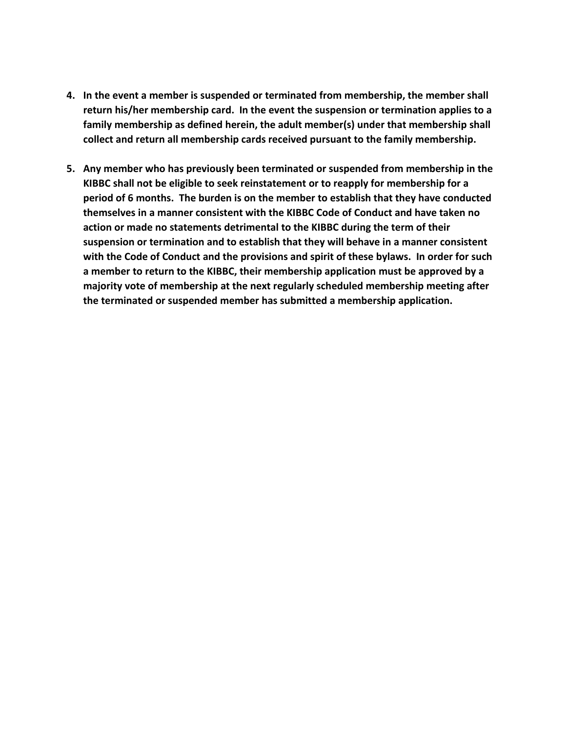4. **In the event a member is suspended or terminated from membership, the member shall return his/her membership card. In the event the suspension or termination applies to a family membership as defined herein, the adult member(s) under that membership shall collect and return all membership cards received pursuant to the family membership.**

5. **Any member who has previously been terminated or suspended from membership in the KIBBC shall not be eligible to seek reinstatement or to reapply for membership for a period of 6 months. The burden is on the member to establish that they have conducted themselves in a manner consistent with the KIBBC Code of Conduct and have taken no action or made no statements detrimental to the KIBBC during the term of their suspension or termination and to establish that they will behave in a manner consistent with the Code of Conduct and the provisions and spirit of these bylaws. In order for such a member to return to the KIBBC, their membership application must be approved by a majority vote of membership at the next regularly scheduled membership meeting after the terminated or suspended member has submitted a membership application.**